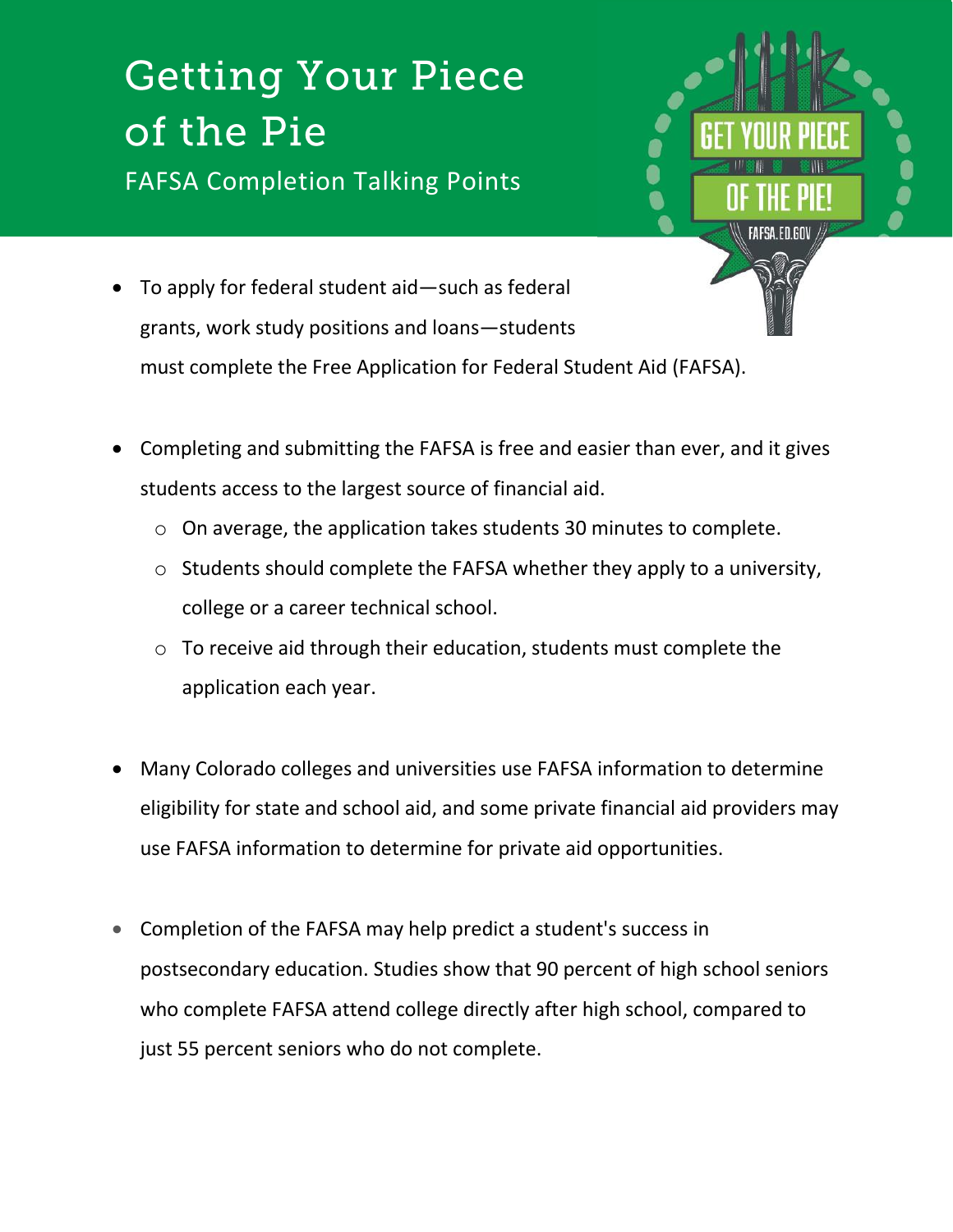# Getting Your Piece of the Pie

## FAFSA Completion Talking Points

- To apply for federal student aid—such as federal grants, work study positions and loans—students must complete the Free Application for Federal Student Aid (FAFSA).

- Completing and submitting the FAFSA is free and easier than ever, and it gives students access to the largest source of financial aid.
  - On average, the application takes students 30 minutes to complete.
  - Students should complete the FAFSA whether they apply to a university, college or a career technical school.
  - To receive aid through their education, students must complete the application each year.

- Many Colorado colleges and universities use FAFSA information to determine eligibility for state and school aid, and some private financial aid providers may use FAFSA information to determine for private aid opportunities.

- Completion of the FAFSA may help predict a student's success in postsecondary education. Studies show that 90 percent of high school seniors who complete FAFSA attend college directly after high school, compared to just 55 percent seniors who do not complete.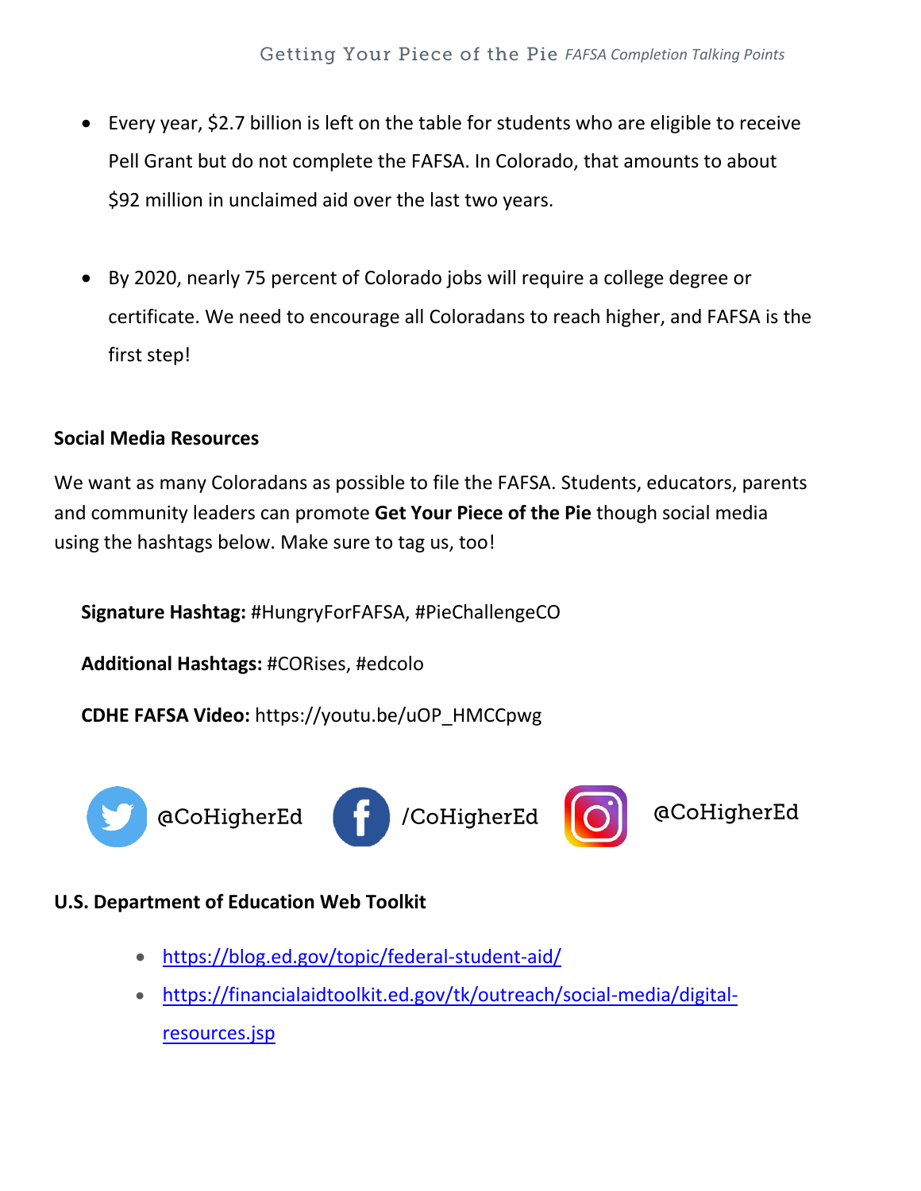- Every year, $2.7 billion is left on the table for students who are eligible to receive Pell Grant but do not complete the FAFSA. In Colorado, that amounts to about $92 million in unclaimed aid over the last two years.

- By 2020, nearly 75 percent of Colorado jobs will require a college degree or certificate. We need to encourage all Coloradans to reach higher, and FAFSA is the first step!

**Social Media Resources**

We want as many Coloradans as possible to file the FAFSA. Students, educators, parents and community leaders can promote **Get Your Piece of the Pie** though social media using the hashtags below. Make sure to tag us, too!

**Signature Hashtag:** #HungryForFAFSA, #PieChallengeCO

**Additional Hashtags:** #CORises, #edcolo

**CDHE FAFSA Video:** https://youtu.be/uOP_HMCCpwg

@CoHigherEd /CoHigherEd @CoHigherEd

**U.S. Department of Education Web Toolkit**

- https://blog.ed.gov/topic/federal-student-aid/
- https://financialaidtoolkit.ed.gov/tk/outreach/social-media/digital-resources.jsp